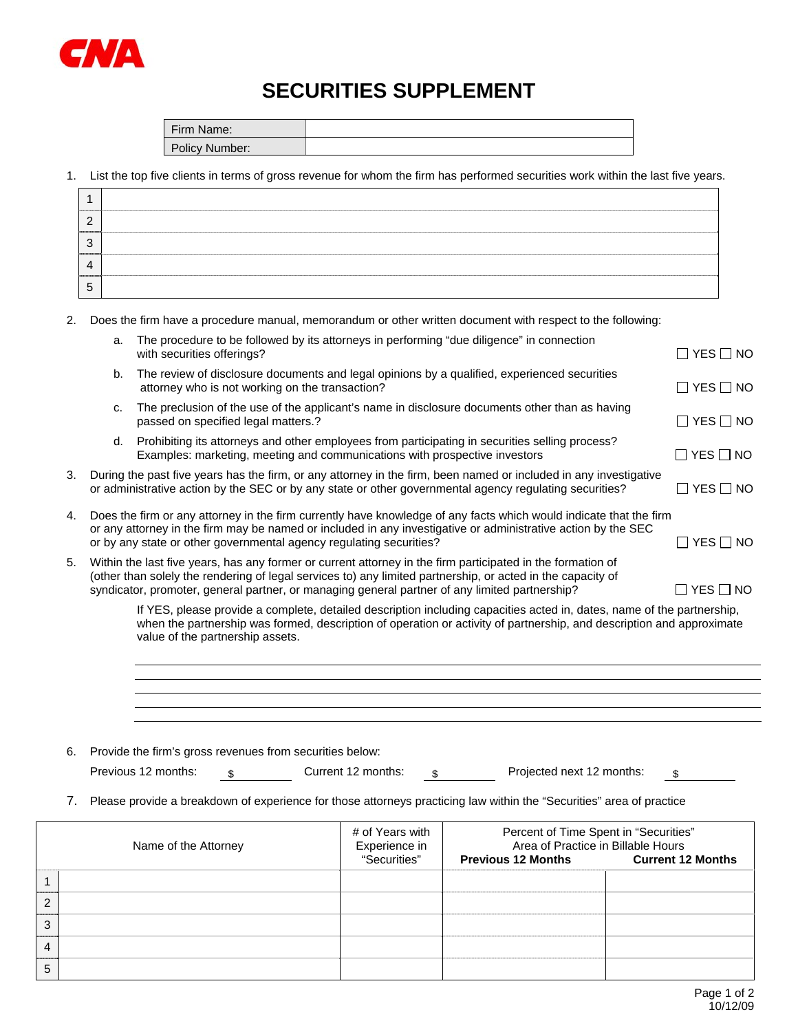CNA

# SECURITIES SUPPLEMENT

| Firm Name: | |
|---|---|
| Policy Number: | |

1. List the top five clients in terms of gross revenue for whom the firm has performed securities work within the last five years.

| | |
|---|---|
| 1 | |
| 2 | |
| 3 | |
| 4 | |
| 5 | |

2. Does the firm have a procedure manual, memorandum or other written document with respect to the following:

   a. The procedure to be followed by its attorneys in performing "due diligence" in connection with securities offerings? ☐ YES ☐ NO

   b. The review of disclosure documents and legal opinions by a qualified, experienced securities attorney who is not working on the transaction? ☐ YES ☐ NO

   c. The preclusion of the use of the applicant's name in disclosure documents other than as having passed on specified legal matters.? ☐ YES ☐ NO

   d. Prohibiting its attorneys and other employees from participating in securities selling process? Examples: marketing, meeting and communications with prospective investors ☐ YES ☐ NO

3. During the past five years has the firm, or any attorney in the firm, been named or included in any investigative or administrative action by the SEC or by any state or other governmental agency regulating securities? ☐ YES ☐ NO

4. Does the firm or any attorney in the firm currently have knowledge of any facts which would indicate that the firm or any attorney in the firm may be named or included in any investigative or administrative action by the SEC or by any state or other governmental agency regulating securities? ☐ YES ☐ NO

5. Within the last five years, has any former or current attorney in the firm participated in the formation of (other than solely the rendering of legal services to) any limited partnership, or acted in the capacity of syndicator, promoter, general partner, or managing general partner of any limited partnership? ☐ YES ☐ NO

   If YES, please provide a complete, detailed description including capacities acted in, dates, name of the partnership, when the partnership was formed, description of operation or activity of partnership, and description and approximate value of the partnership assets.

   ______________________________________________________________________
   ______________________________________________________________________
   ______________________________________________________________________
   ______________________________________________________________________
   ______________________________________________________________________

6. Provide the firm's gross revenues from securities below:

   Previous 12 months: $ __________ Current 12 months: $ __________ Projected next 12 months: $ __________

7. Please provide a breakdown of experience for those attorneys practicing law within the "Securities" area of practice

| | Name of the Attorney | # of Years with Experience in "Securities" | Percent of Time Spent in "Securities" Area of Practice in Billable Hours | |
|---|---|---|---|---|
| | | | **Previous 12 Months** | **Current 12 Months** |
| 1 | | | | |
| 2 | | | | |
| 3 | | | | |
| 4 | | | | |
| 5 | | | | |

10/12/09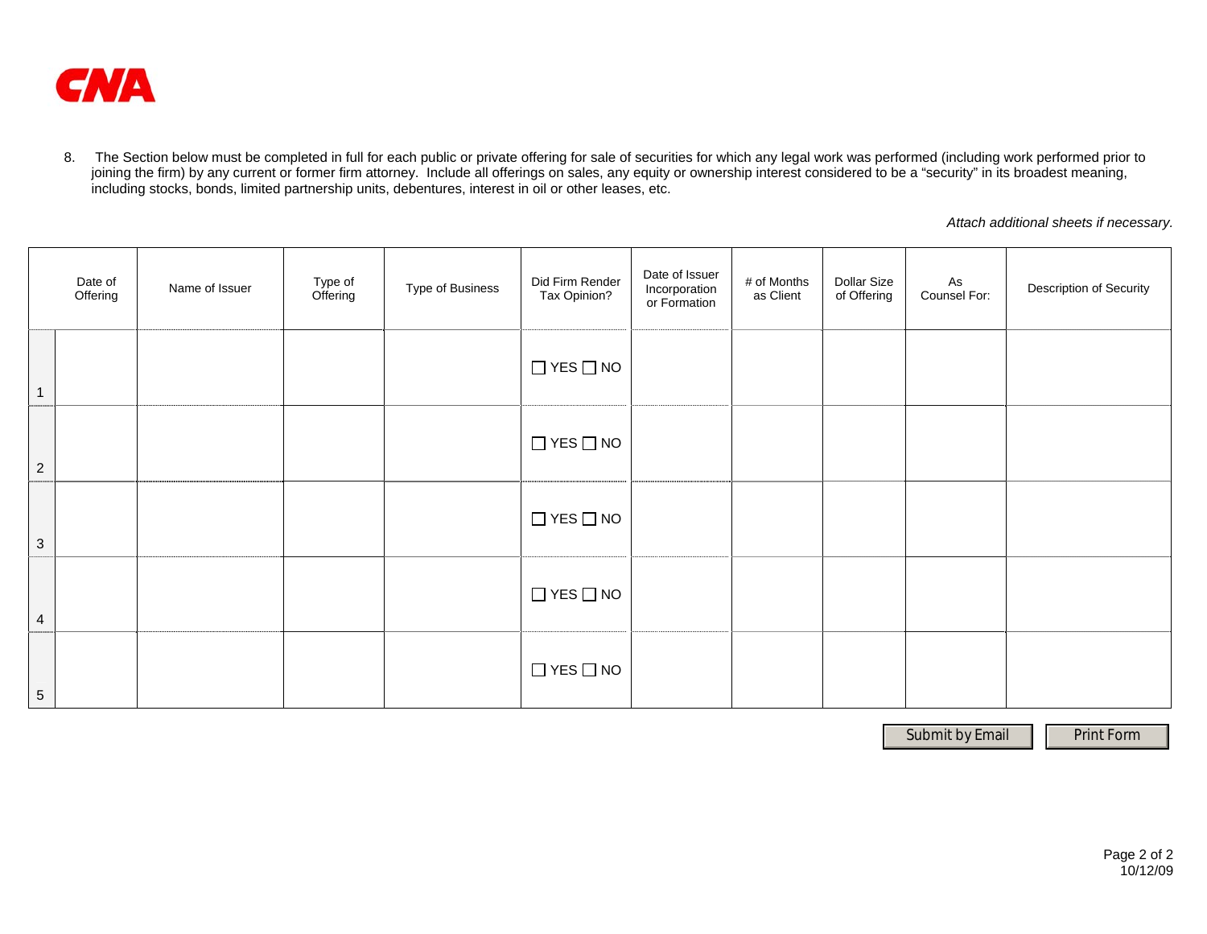CNA

8. The Section below must be completed in full for each public or private offering for sale of securities for which any legal work was performed (including work performed prior to joining the firm) by any current or former firm attorney. Include all offerings on sales, any equity or ownership interest considered to be a "security" in its broadest meaning, including stocks, bonds, limited partnership units, debentures, interest in oil or other leases, etc.

*Attach additional sheets if necessary.*

| | Date of Offering | Name of Issuer | Type of Offering | Type of Business | Did Firm Render Tax Opinion? | Date of Issuer Incorporation or Formation | # of Months as Client | Dollar Size of Offering | As Counsel For: | Description of Security |
|---|---|---|---|---|---|---|---|---|---|---|
| 1 | | | | | ☐ YES ☐ NO | | | | | |
| 2 | | | | | ☐ YES ☐ NO | | | | | |
| 3 | | | | | ☐ YES ☐ NO | | | | | |
| 4 | | | | | ☐ YES ☐ NO | | | | | |
| 5 | | | | | ☐ YES ☐ NO | | | | | |

Submit by Email | Print Form

10/12/09